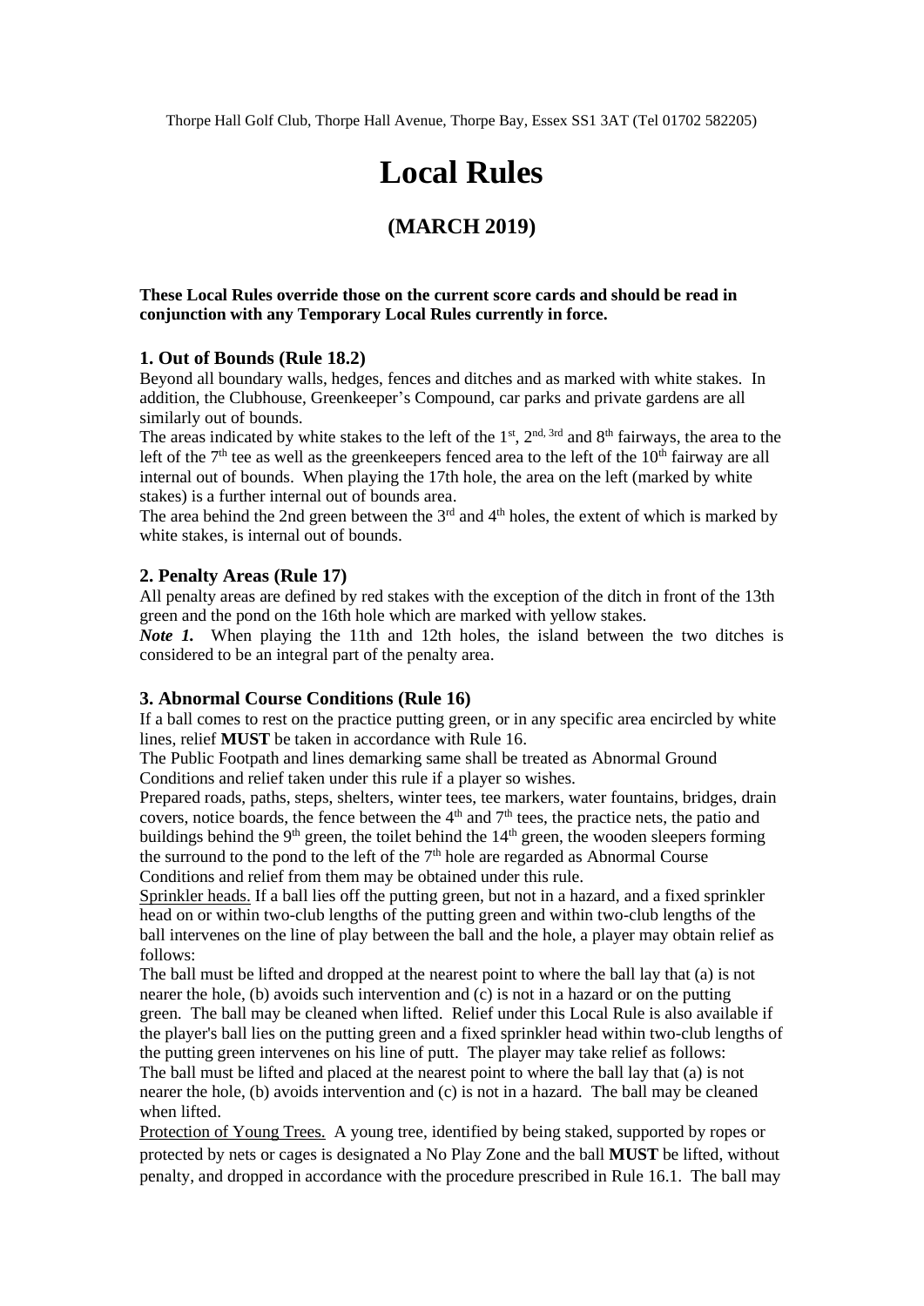Thorpe Hall Golf Club, Thorpe Hall Avenue, Thorpe Bay, Essex SS1 3AT (Tel 01702 582205)

# Local Rules

## (MARCH 2019)

**These Local Rules override those on the current score cards and should be read in conjunction with any Temporary Local Rules currently in force.**

### 1. Out of Bounds (Rule 18.2)

Beyond all boundary walls, hedges, fences and ditches and as marked with white stakes. In addition, the Clubhouse, Greenkeeper's Compound, car parks and private gardens are all similarly out of bounds.

The areas indicated by white stakes to the left of the 1st, 2nd, 3rd and 8th fairways, the area to the left of the 7th tee as well as the greenkeepers fenced area to the left of the 10th fairway are all internal out of bounds. When playing the 17th hole, the area on the left (marked by white stakes) is a further internal out of bounds area.

The area behind the 2nd green between the 3rd and 4th holes, the extent of which is marked by white stakes, is internal out of bounds.

### 2. Penalty Areas (Rule 17)

All penalty areas are defined by red stakes with the exception of the ditch in front of the 13th green and the pond on the 16th hole which are marked with yellow stakes.

***Note 1.*** When playing the 11th and 12th holes, the island between the two ditches is considered to be an integral part of the penalty area.

### 3. Abnormal Course Conditions (Rule 16)

If a ball comes to rest on the practice putting green, or in any specific area encircled by white lines, relief **MUST** be taken in accordance with Rule 16.

The Public Footpath and lines demarking same shall be treated as Abnormal Ground Conditions and relief taken under this rule if a player so wishes.

Prepared roads, paths, steps, shelters, winter tees, tee markers, water fountains, bridges, drain covers, notice boards, the fence between the 4th and 7th tees, the practice nets, the patio and buildings behind the 9th green, the toilet behind the 14th green, the wooden sleepers forming the surround to the pond to the left of the 7th hole are regarded as Abnormal Course Conditions and relief from them may be obtained under this rule.

Sprinkler heads. If a ball lies off the putting green, but not in a hazard, and a fixed sprinkler head on or within two-club lengths of the putting green and within two-club lengths of the ball intervenes on the line of play between the ball and the hole, a player may obtain relief as follows:

The ball must be lifted and dropped at the nearest point to where the ball lay that (a) is not nearer the hole, (b) avoids such intervention and (c) is not in a hazard or on the putting green. The ball may be cleaned when lifted. Relief under this Local Rule is also available if the player's ball lies on the putting green and a fixed sprinkler head within two-club lengths of the putting green intervenes on his line of putt. The player may take relief as follows:

The ball must be lifted and placed at the nearest point to where the ball lay that (a) is not nearer the hole, (b) avoids intervention and (c) is not in a hazard. The ball may be cleaned when lifted.

Protection of Young Trees. A young tree, identified by being staked, supported by ropes or protected by nets or cages is designated a No Play Zone and the ball **MUST** be lifted, without penalty, and dropped in accordance with the procedure prescribed in Rule 16.1. The ball may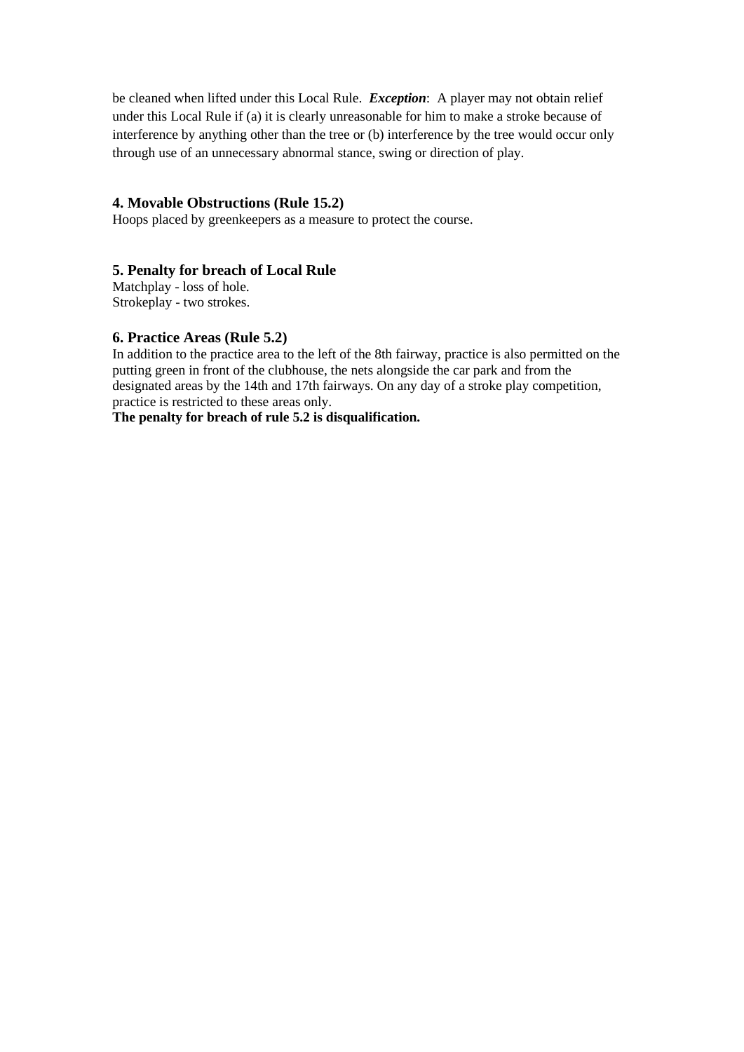be cleaned when lifted under this Local Rule. ***Exception***: A player may not obtain relief under this Local Rule if (a) it is clearly unreasonable for him to make a stroke because of interference by anything other than the tree or (b) interference by the tree would occur only through use of an unnecessary abnormal stance, swing or direction of play.

### 4. Movable Obstructions (Rule 15.2)

Hoops placed by greenkeepers as a measure to protect the course.

### 5. Penalty for breach of Local Rule

Matchplay - loss of hole.
Strokeplay - two strokes.

### 6. Practice Areas (Rule 5.2)

In addition to the practice area to the left of the 8th fairway, practice is also permitted on the putting green in front of the clubhouse, the nets alongside the car park and from the designated areas by the 14th and 17th fairways. On any day of a stroke play competition, practice is restricted to these areas only.
**The penalty for breach of rule 5.2 is disqualification.**